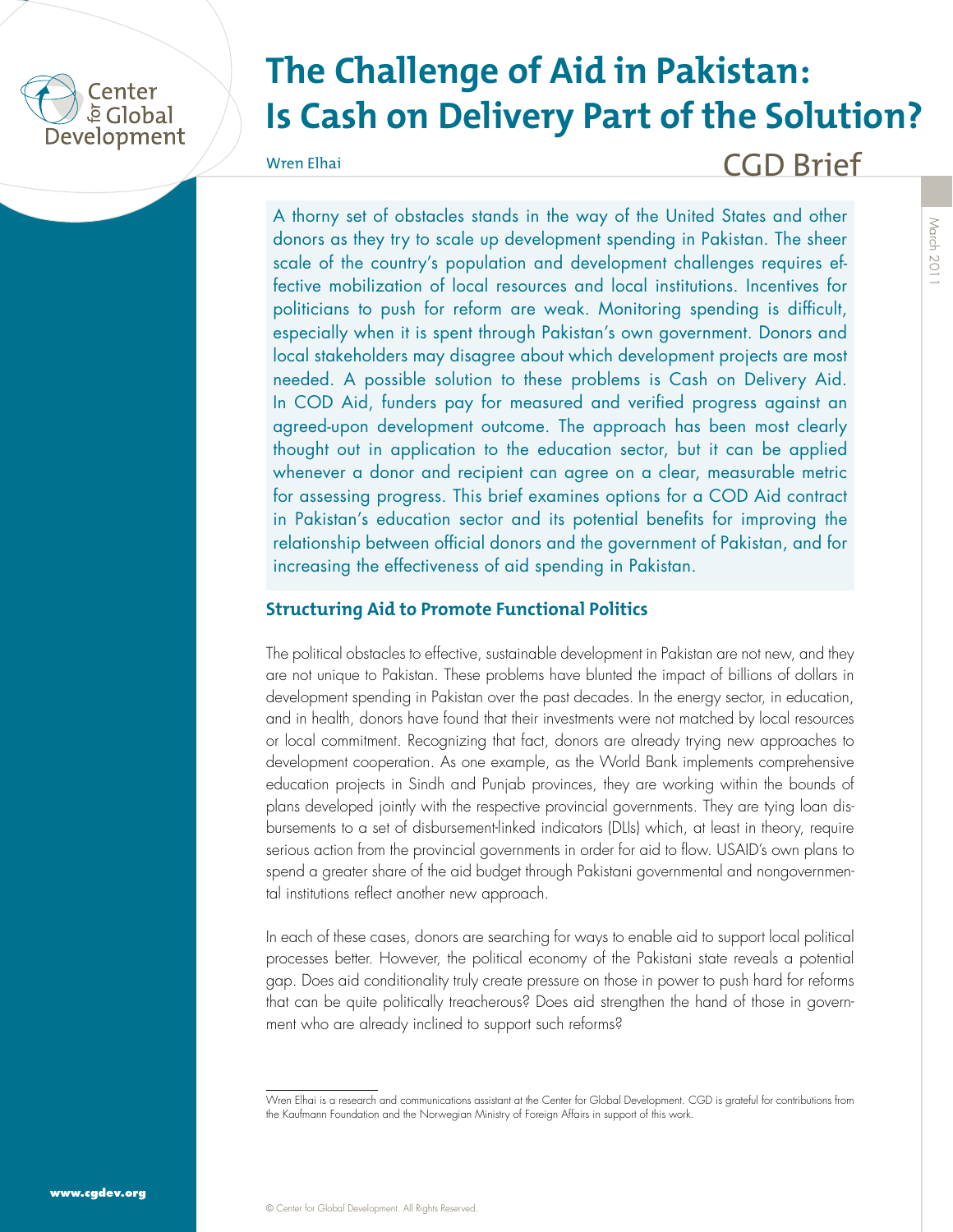# The Challenge of Aid in Pakistan: Is Cash on Delivery Part of the Solution?

Wren Elhai

CGD Brief

March 2011

A thorny set of obstacles stands in the way of the United States and other donors as they try to scale up development spending in Pakistan. The sheer scale of the country's population and development challenges requires effective mobilization of local resources and local institutions. Incentives for politicians to push for reform are weak. Monitoring spending is difficult, especially when it is spent through Pakistan's own government. Donors and local stakeholders may disagree about which development projects are most needed. A possible solution to these problems is Cash on Delivery Aid. In COD Aid, funders pay for measured and verified progress against an agreed-upon development outcome. The approach has been most clearly thought out in application to the education sector, but it can be applied whenever a donor and recipient can agree on a clear, measurable metric for assessing progress. This brief examines options for a COD Aid contract in Pakistan's education sector and its potential benefits for improving the relationship between official donors and the government of Pakistan, and for increasing the effectiveness of aid spending in Pakistan.

## Structuring Aid to Promote Functional Politics

The political obstacles to effective, sustainable development in Pakistan are not new, and they are not unique to Pakistan. These problems have blunted the impact of billions of dollars in development spending in Pakistan over the past decades. In the energy sector, in education, and in health, donors have found that their investments were not matched by local resources or local commitment. Recognizing that fact, donors are already trying new approaches to development cooperation. As one example, as the World Bank implements comprehensive education projects in Sindh and Punjab provinces, they are working within the bounds of plans developed jointly with the respective provincial governments. They are tying loan disbursements to a set of disbursement-linked indicators (DLIs) which, at least in theory, require serious action from the provincial governments in order for aid to flow. USAID's own plans to spend a greater share of the aid budget through Pakistani governmental and nongovernmental institutions reflect another new approach.

In each of these cases, donors are searching for ways to enable aid to support local political processes better. However, the political economy of the Pakistani state reveals a potential gap. Does aid conditionality truly create pressure on those in power to push hard for reforms that can be quite politically treacherous? Does aid strengthen the hand of those in government who are already inclined to support such reforms?

---

Wren Elhai is a research and communications assistant at the Center for Global Development. CGD is grateful for contributions from the Kaufmann Foundation and the Norwegian Ministry of Foreign Affairs in support of this work.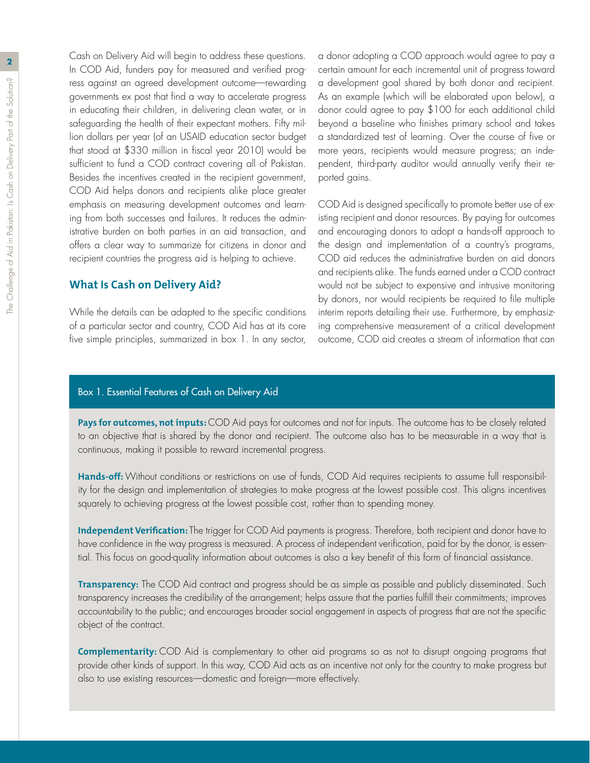Cash on Delivery Aid will begin to address these questions. In COD Aid, funders pay for measured and verified progress against an agreed development outcome—rewarding governments ex post that find a way to accelerate progress in educating their children, in delivering clean water, or in safeguarding the health of their expectant mothers. Fifty million dollars per year (of an USAID education sector budget that stood at $330 million in fiscal year 2010) would be sufficient to fund a COD contract covering all of Pakistan. Besides the incentives created in the recipient government, COD Aid helps donors and recipients alike place greater emphasis on measuring development outcomes and learning from both successes and failures. It reduces the administrative burden on both parties in an aid transaction, and offers a clear way to summarize for citizens in donor and recipient countries the progress aid is helping to achieve.

## What Is Cash on Delivery Aid?

While the details can be adapted to the specific conditions of a particular sector and country, COD Aid has at its core five simple principles, summarized in box 1. In any sector, a donor adopting a COD approach would agree to pay a certain amount for each incremental unit of progress toward a development goal shared by both donor and recipient. As an example (which will be elaborated upon below), a donor could agree to pay $100 for each additional child beyond a baseline who finishes primary school and takes a standardized test of learning. Over the course of five or more years, recipients would measure progress; an independent, third-party auditor would annually verify their reported gains.

COD Aid is designed specifically to promote better use of existing recipient and donor resources. By paying for outcomes and encouraging donors to adopt a hands-off approach to the design and implementation of a country's programs, COD aid reduces the administrative burden on aid donors and recipients alike. The funds earned under a COD contract would not be subject to expensive and intrusive monitoring by donors, nor would recipients be required to file multiple interim reports detailing their use. Furthermore, by emphasizing comprehensive measurement of a critical development outcome, COD aid creates a stream of information that can

### Box 1. Essential Features of Cash on Delivery Aid

**Pays for outcomes, not inputs:** COD Aid pays for outcomes and not for inputs. The outcome has to be closely related to an objective that is shared by the donor and recipient. The outcome also has to be measurable in a way that is continuous, making it possible to reward incremental progress.

**Hands-off:** Without conditions or restrictions on use of funds, COD Aid requires recipients to assume full responsibility for the design and implementation of strategies to make progress at the lowest possible cost. This aligns incentives squarely to achieving progress at the lowest possible cost, rather than to spending money.

**Independent Verification:** The trigger for COD Aid payments is progress. Therefore, both recipient and donor have to have confidence in the way progress is measured. A process of independent verification, paid for by the donor, is essential. This focus on good-quality information about outcomes is also a key benefit of this form of financial assistance.

**Transparency:** The COD Aid contract and progress should be as simple as possible and publicly disseminated. Such transparency increases the credibility of the arrangement; helps assure that the parties fulfill their commitments; improves accountability to the public; and encourages broader social engagement in aspects of progress that are not the specific object of the contract.

**Complementarity:** COD Aid is complementary to other aid programs so as not to disrupt ongoing programs that provide other kinds of support. In this way, COD Aid acts as an incentive not only for the country to make progress but also to use existing resources—domestic and foreign—more effectively.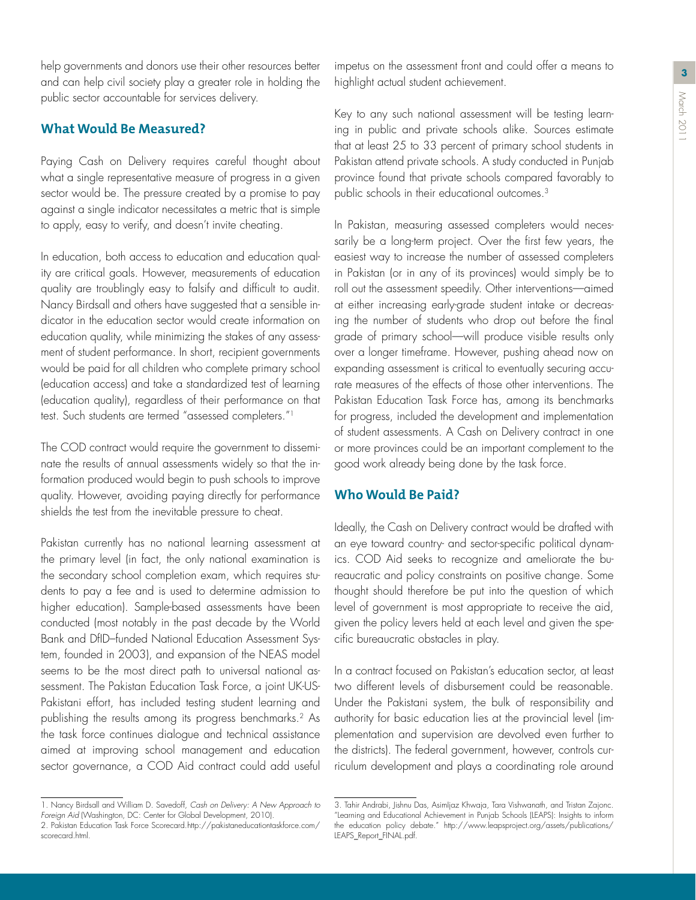help governments and donors use their other resources better and can help civil society play a greater role in holding the public sector accountable for services delivery.

## What Would Be Measured?

Paying Cash on Delivery requires careful thought about what a single representative measure of progress in a given sector would be. The pressure created by a promise to pay against a single indicator necessitates a metric that is simple to apply, easy to verify, and doesn't invite cheating.

In education, both access to education and education quality are critical goals. However, measurements of education quality are troublingly easy to falsify and difficult to audit. Nancy Birdsall and others have suggested that a sensible indicator in the education sector would create information on education quality, while minimizing the stakes of any assessment of student performance. In short, recipient governments would be paid for all children who complete primary school (education access) and take a standardized test of learning (education quality), regardless of their performance on that test. Such students are termed "assessed completers."[1]

The COD contract would require the government to disseminate the results of annual assessments widely so that the information produced would begin to push schools to improve quality. However, avoiding paying directly for performance shields the test from the inevitable pressure to cheat.

Pakistan currently has no national learning assessment at the primary level (in fact, the only national examination is the secondary school completion exam, which requires students to pay a fee and is used to determine admission to higher education). Sample-based assessments have been conducted (most notably in the past decade by the World Bank and DfID–funded National Education Assessment System, founded in 2003), and expansion of the NEAS model seems to be the most direct path to universal national assessment. The Pakistan Education Task Force, a joint UK-US-Pakistani effort, has included testing student learning and publishing the results among its progress benchmarks.[2] As the task force continues dialogue and technical assistance aimed at improving school management and education sector governance, a COD Aid contract could add useful impetus on the assessment front and could offer a means to highlight actual student achievement.

Key to any such national assessment will be testing learning in public and private schools alike. Sources estimate that at least 25 to 33 percent of primary school students in Pakistan attend private schools. A study conducted in Punjab province found that private schools compared favorably to public schools in their educational outcomes.[3]

In Pakistan, measuring assessed completers would necessarily be a long-term project. Over the first few years, the easiest way to increase the number of assessed completers in Pakistan (or in any of its provinces) would simply be to roll out the assessment speedily. Other interventions—aimed at either increasing early-grade student intake or decreasing the number of students who drop out before the final grade of primary school—will produce visible results only over a longer timeframe. However, pushing ahead now on expanding assessment is critical to eventually securing accurate measures of the effects of those other interventions. The Pakistan Education Task Force has, among its benchmarks for progress, included the development and implementation of student assessments. A Cash on Delivery contract in one or more provinces could be an important complement to the good work already being done by the task force.

## Who Would Be Paid?

Ideally, the Cash on Delivery contract would be drafted with an eye toward country- and sector-specific political dynamics. COD Aid seeks to recognize and ameliorate the bureaucratic and policy constraints on positive change. Some thought should therefore be put into the question of which level of government is most appropriate to receive the aid, given the policy levers held at each level and given the specific bureaucratic obstacles in play.

In a contract focused on Pakistan's education sector, at least two different levels of disbursement could be reasonable. Under the Pakistani system, the bulk of responsibility and authority for basic education lies at the provincial level (implementation and supervision are devolved even further to the districts). The federal government, however, controls curriculum development and plays a coordinating role around

---

1. Nancy Birdsall and William D. Savedoff, *Cash on Delivery: A New Approach to Foreign Aid* (Washington, DC: Center for Global Development, 2010).

2. Pakistan Education Task Force Scorecard. http://pakistaneducationtaskforce.com/scorecard.html.

3. Tahir Andrabi, Jishnu Das, AsimIjaz Khwaja, Tara Vishwanath, and Tristan Zajonc. "Learning and Educational Achievement in Punjab Schools (LEAPS): Insights to inform the education policy debate." http://www.leapsproject.org/assets/publications/LEAPS_Report_FINAL.pdf.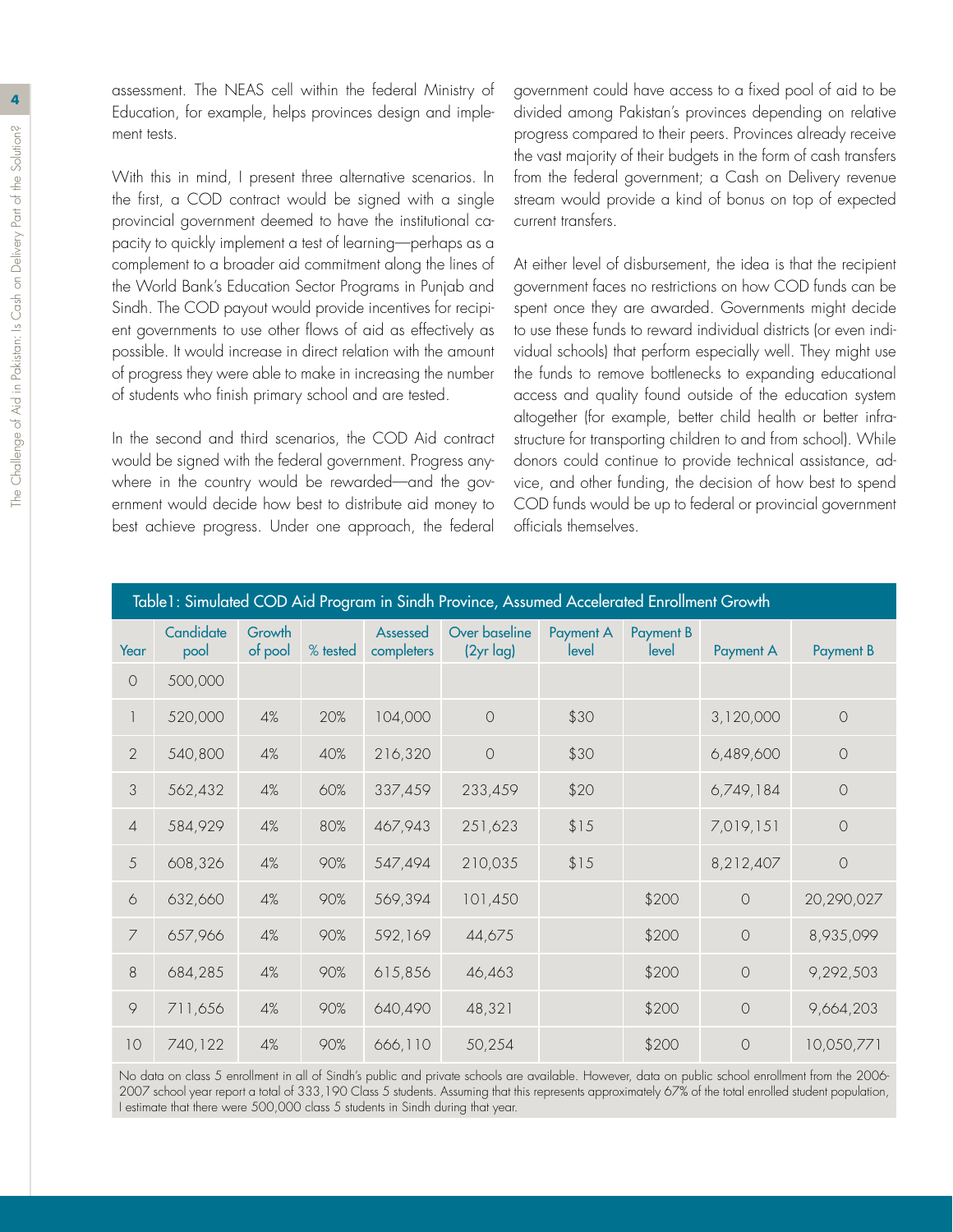assessment. The NEAS cell within the federal Ministry of Education, for example, helps provinces design and implement tests.

With this in mind, I present three alternative scenarios. In the first, a COD contract would be signed with a single provincial government deemed to have the institutional capacity to quickly implement a test of learning—perhaps as a complement to a broader aid commitment along the lines of the World Bank's Education Sector Programs in Punjab and Sindh. The COD payout would provide incentives for recipient governments to use other flows of aid as effectively as possible. It would increase in direct relation with the amount of progress they were able to make in increasing the number of students who finish primary school and are tested.

In the second and third scenarios, the COD Aid contract would be signed with the federal government. Progress anywhere in the country would be rewarded—and the government would decide how best to distribute aid money to best achieve progress. Under one approach, the federal government could have access to a fixed pool of aid to be divided among Pakistan's provinces depending on relative progress compared to their peers. Provinces already receive the vast majority of their budgets in the form of cash transfers from the federal government; a Cash on Delivery revenue stream would provide a kind of bonus on top of expected current transfers.

At either level of disbursement, the idea is that the recipient government faces no restrictions on how COD funds can be spent once they are awarded. Governments might decide to use these funds to reward individual districts (or even individual schools) that perform especially well. They might use the funds to remove bottlenecks to expanding educational access and quality found outside of the education system altogether (for example, better child health or better infrastructure for transporting children to and from school). While donors could continue to provide technical assistance, advice, and other funding, the decision of how best to spend COD funds would be up to federal or provincial government officials themselves.

Table1: Simulated COD Aid Program in Sindh Province, Assumed Accelerated Enrollment Growth

| Year | Candidate pool | Growth of pool | % tested | Assessed completers | Over baseline (2yr lag) | Payment A level | Payment B level | Payment A | Payment B |
|---|---|---|---|---|---|---|---|---|---|
| 0 | 500,000 | | | | | | | | |
| 1 | 520,000 | 4% | 20% | 104,000 | 0 | $30 | | 3,120,000 | 0 |
| 2 | 540,800 | 4% | 40% | 216,320 | 0 | $30 | | 6,489,600 | 0 |
| 3 | 562,432 | 4% | 60% | 337,459 | 233,459 | $20 | | 6,749,184 | 0 |
| 4 | 584,929 | 4% | 80% | 467,943 | 251,623 | $15 | | 7,019,151 | 0 |
| 5 | 608,326 | 4% | 90% | 547,494 | 210,035 | $15 | | 8,212,407 | 0 |
| 6 | 632,660 | 4% | 90% | 569,394 | 101,450 | | $200 | 0 | 20,290,027 |
| 7 | 657,966 | 4% | 90% | 592,169 | 44,675 | | $200 | 0 | 8,935,099 |
| 8 | 684,285 | 4% | 90% | 615,856 | 46,463 | | $200 | 0 | 9,292,503 |
| 9 | 711,656 | 4% | 90% | 640,490 | 48,321 | | $200 | 0 | 9,664,203 |
| 10 | 740,122 | 4% | 90% | 666,110 | 50,254 | | $200 | 0 | 10,050,771 |

No data on class 5 enrollment in all of Sindh's public and private schools are available. However, data on public school enrollment from the 2006-2007 school year report a total of 333,190 Class 5 students. Assuming that this represents approximately 67% of the total enrolled student population, I estimate that there were 500,000 class 5 students in Sindh during that year.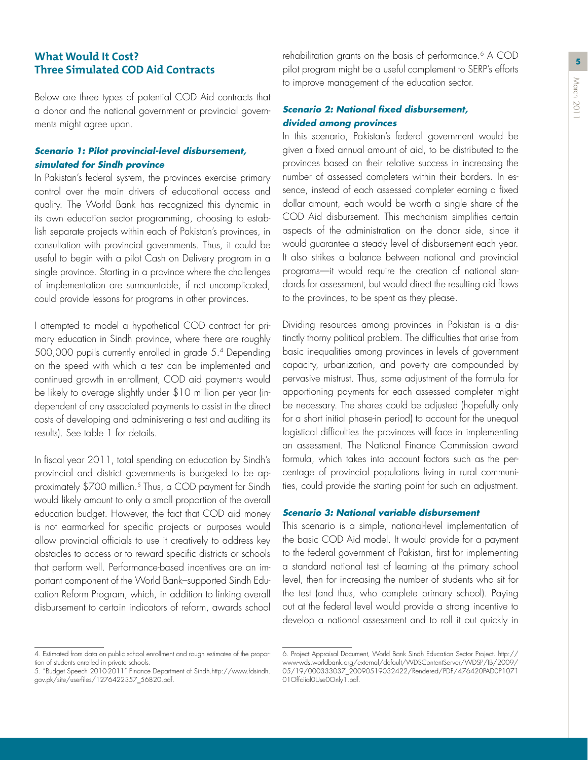## What Would It Cost? Three Simulated COD Aid Contracts

Below are three types of potential COD Aid contracts that a donor and the national government or provincial governments might agree upon.

### *Scenario 1: Pilot provincial-level disbursement, simulated for Sindh province*

In Pakistan's federal system, the provinces exercise primary control over the main drivers of educational access and quality. The World Bank has recognized this dynamic in its own education sector programming, choosing to establish separate projects within each of Pakistan's provinces, in consultation with provincial governments. Thus, it could be useful to begin with a pilot Cash on Delivery program in a single province. Starting in a province where the challenges of implementation are surmountable, if not uncomplicated, could provide lessons for programs in other provinces.

I attempted to model a hypothetical COD contract for primary education in Sindh province, where there are roughly 500,000 pupils currently enrolled in grade 5.[4] Depending on the speed with which a test can be implemented and continued growth in enrollment, COD aid payments would be likely to average slightly under $10 million per year (independent of any associated payments to assist in the direct costs of developing and administering a test and auditing its results). See table 1 for details.

In fiscal year 2011, total spending on education by Sindh's provincial and district governments is budgeted to be approximately $700 million.[5] Thus, a COD payment for Sindh would likely amount to only a small proportion of the overall education budget. However, the fact that COD aid money is not earmarked for specific projects or purposes would allow provincial officials to use it creatively to address key obstacles to access or to reward specific districts or schools that perform well. Performance-based incentives are an important component of the World Bank–supported Sindh Education Reform Program, which, in addition to linking overall disbursement to certain indicators of reform, awards school rehabilitation grants on the basis of performance.[6] A COD pilot program might be a useful complement to SERP's efforts to improve management of the education sector.

### *Scenario 2: National fixed disbursement, divided among provinces*

In this scenario, Pakistan's federal government would be given a fixed annual amount of aid, to be distributed to the provinces based on their relative success in increasing the number of assessed completers within their borders. In essence, instead of each assessed completer earning a fixed dollar amount, each would be worth a single share of the COD Aid disbursement. This mechanism simplifies certain aspects of the administration on the donor side, since it would guarantee a steady level of disbursement each year. It also strikes a balance between national and provincial programs—it would require the creation of national standards for assessment, but would direct the resulting aid flows to the provinces, to be spent as they please.

Dividing resources among provinces in Pakistan is a distinctly thorny political problem. The difficulties that arise from basic inequalities among provinces in levels of government capacity, urbanization, and poverty are compounded by pervasive mistrust. Thus, some adjustment of the formula for apportioning payments for each assessed completer might be necessary. The shares could be adjusted (hopefully only for a short initial phase-in period) to account for the unequal logistical difficulties the provinces will face in implementing an assessment. The National Finance Commission award formula, which takes into account factors such as the percentage of provincial populations living in rural communities, could provide the starting point for such an adjustment.

### *Scenario 3: National variable disbursement*

This scenario is a simple, national-level implementation of the basic COD Aid model. It would provide for a payment to the federal government of Pakistan, first for implementing a standard national test of learning at the primary school level, then for increasing the number of students who sit for the test (and thus, who complete primary school). Paying out at the federal level would provide a strong incentive to develop a national assessment and to roll it out quickly in

---

4. Estimated from data on public school enrollment and rough estimates of the proportion of students enrolled in private schools.

5. "Budget Speech 2010-2011" Finance Department of Sindh.http://www.fdsindh.gov.pk/site/userfiles/1276422357_56820.pdf.

6. Project Appraisal Document, World Bank Sindh Education Sector Project. http://www-wds.worldbank.org/external/default/WDSContentServer/WDSP/IB/2009/05/19/000333037_20090519032422/Rendered/PDF/476420PAD0P107101Offciial0Use0Only1.pdf.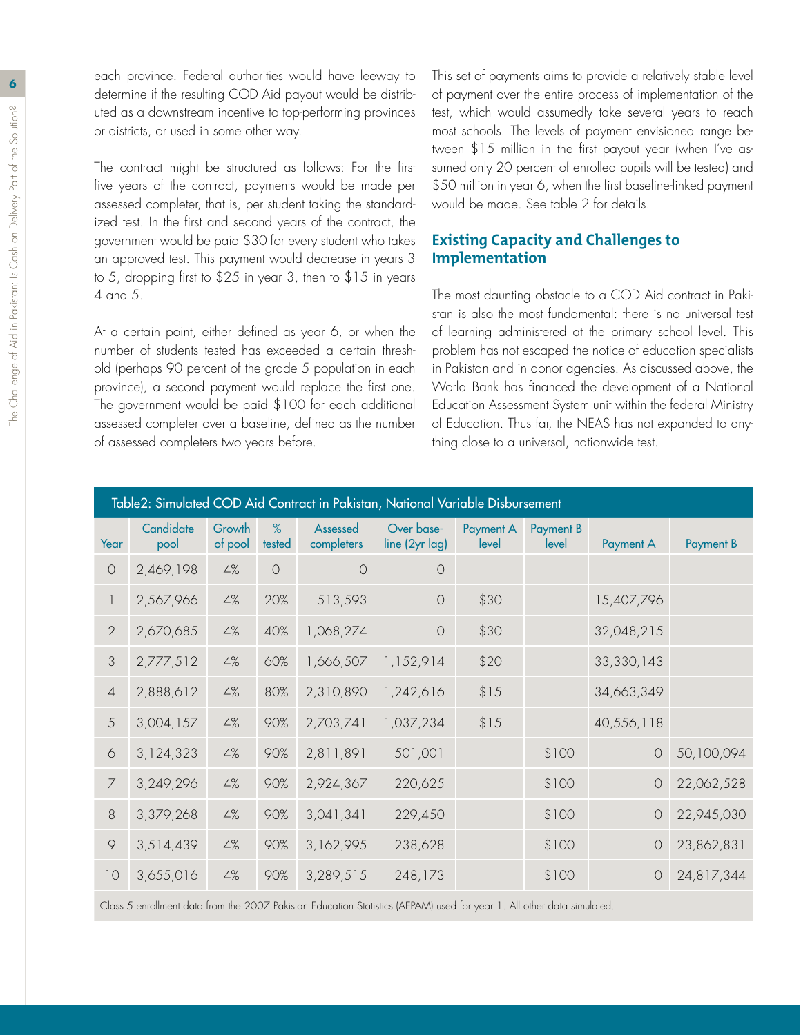each province. Federal authorities would have leeway to determine if the resulting COD Aid payout would be distributed as a downstream incentive to top-performing provinces or districts, or used in some other way.

The contract might be structured as follows: For the first five years of the contract, payments would be made per assessed completer, that is, per student taking the standardized test. In the first and second years of the contract, the government would be paid $30 for every student who takes an approved test. This payment would decrease in years 3 to 5, dropping first to $25 in year 3, then to $15 in years 4 and 5.

At a certain point, either defined as year 6, or when the number of students tested has exceeded a certain threshold (perhaps 90 percent of the grade 5 population in each province), a second payment would replace the first one. The government would be paid $100 for each additional assessed completer over a baseline, defined as the number of assessed completers two years before.

This set of payments aims to provide a relatively stable level of payment over the entire process of implementation of the test, which would assumedly take several years to reach most schools. The levels of payment envisioned range between $15 million in the first payout year (when I've assumed only 20 percent of enrolled pupils will be tested) and $50 million in year 6, when the first baseline-linked payment would be made. See table 2 for details.

## Existing Capacity and Challenges to Implementation

The most daunting obstacle to a COD Aid contract in Pakistan is also the most fundamental: there is no universal test of learning administered at the primary school level. This problem has not escaped the notice of education specialists in Pakistan and in donor agencies. As discussed above, the World Bank has financed the development of a National Education Assessment System unit within the federal Ministry of Education. Thus far, the NEAS has not expanded to anything close to a universal, nationwide test.

Table2: Simulated COD Aid Contract in Pakistan, National Variable Disbursement

| Year | Candidate pool | Growth of pool | % tested | Assessed completers | Over baseline (2yr lag) | Payment A level | Payment B level | Payment A | Payment B |
|---|---|---|---|---|---|---|---|---|---|
| 0 | 2,469,198 | 4% | 0 | 0 | 0 | | | | |
| 1 | 2,567,966 | 4% | 20% | 513,593 | 0 | $30 | | 15,407,796 | |
| 2 | 2,670,685 | 4% | 40% | 1,068,274 | 0 | $30 | | 32,048,215 | |
| 3 | 2,777,512 | 4% | 60% | 1,666,507 | 1,152,914 | $20 | | 33,330,143 | |
| 4 | 2,888,612 | 4% | 80% | 2,310,890 | 1,242,616 | $15 | | 34,663,349 | |
| 5 | 3,004,157 | 4% | 90% | 2,703,741 | 1,037,234 | $15 | | 40,556,118 | |
| 6 | 3,124,323 | 4% | 90% | 2,811,891 | 501,001 | | $100 | 0 | 50,100,094 |
| 7 | 3,249,296 | 4% | 90% | 2,924,367 | 220,625 | | $100 | 0 | 22,062,528 |
| 8 | 3,379,268 | 4% | 90% | 3,041,341 | 229,450 | | $100 | 0 | 22,945,030 |
| 9 | 3,514,439 | 4% | 90% | 3,162,995 | 238,628 | | $100 | 0 | 23,862,831 |
| 10 | 3,655,016 | 4% | 90% | 3,289,515 | 248,173 | | $100 | 0 | 24,817,344 |

Class 5 enrollment data from the 2007 Pakistan Education Statistics (AEPAM) used for year 1. All other data simulated.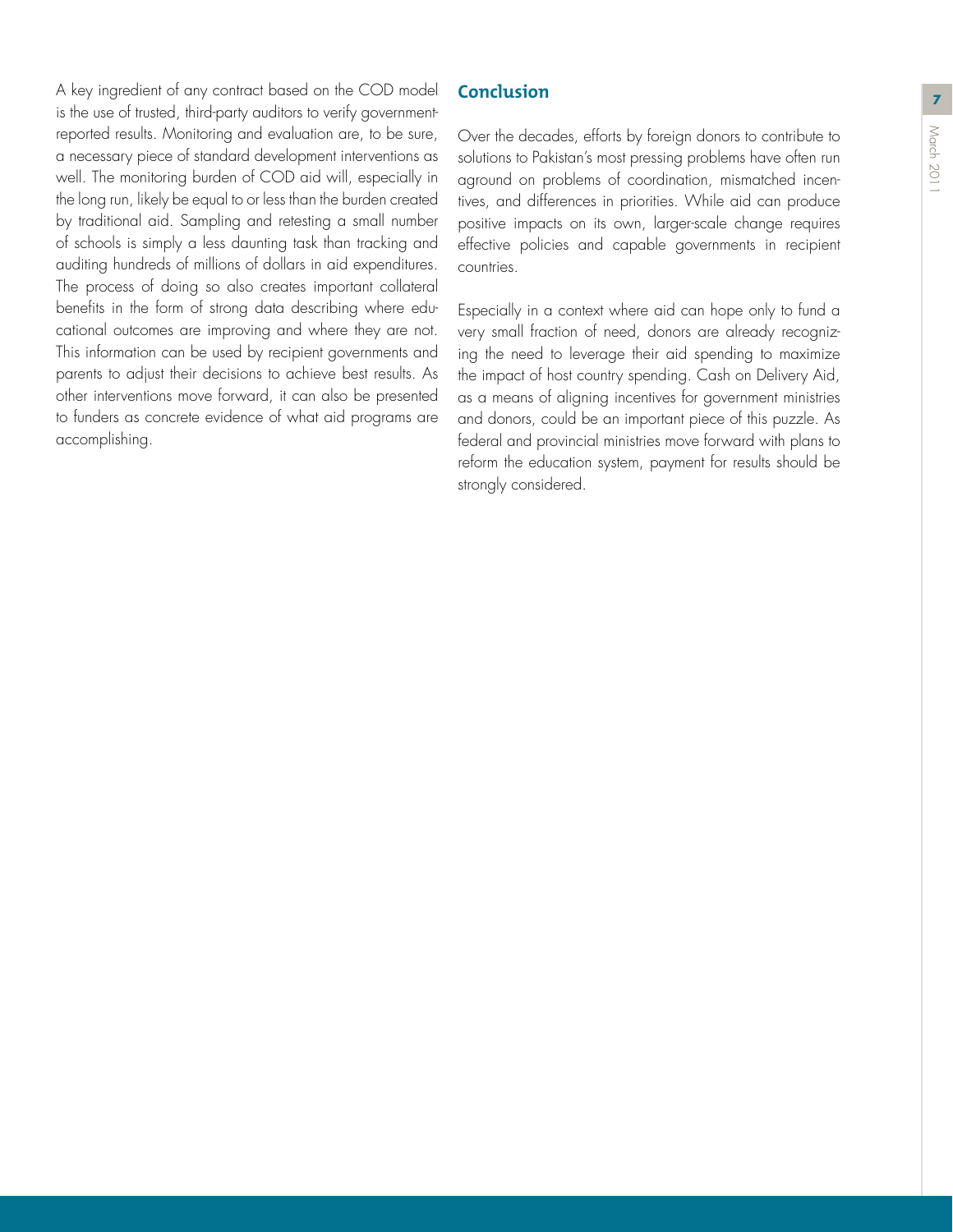A key ingredient of any contract based on the COD model is the use of trusted, third-party auditors to verify government-reported results. Monitoring and evaluation are, to be sure, a necessary piece of standard development interventions as well. The monitoring burden of COD aid will, especially in the long run, likely be equal to or less than the burden created by traditional aid. Sampling and retesting a small number of schools is simply a less daunting task than tracking and auditing hundreds of millions of dollars in aid expenditures. The process of doing so also creates important collateral benefits in the form of strong data describing where educational outcomes are improving and where they are not. This information can be used by recipient governments and parents to adjust their decisions to achieve best results. As other interventions move forward, it can also be presented to funders as concrete evidence of what aid programs are accomplishing.

## Conclusion

Over the decades, efforts by foreign donors to contribute to solutions to Pakistan's most pressing problems have often run aground on problems of coordination, mismatched incentives, and differences in priorities. While aid can produce positive impacts on its own, larger-scale change requires effective policies and capable governments in recipient countries.

Especially in a context where aid can hope only to fund a very small fraction of need, donors are already recognizing the need to leverage their aid spending to maximize the impact of host country spending. Cash on Delivery Aid, as a means of aligning incentives for government ministries and donors, could be an important piece of this puzzle. As federal and provincial ministries move forward with plans to reform the education system, payment for results should be strongly considered.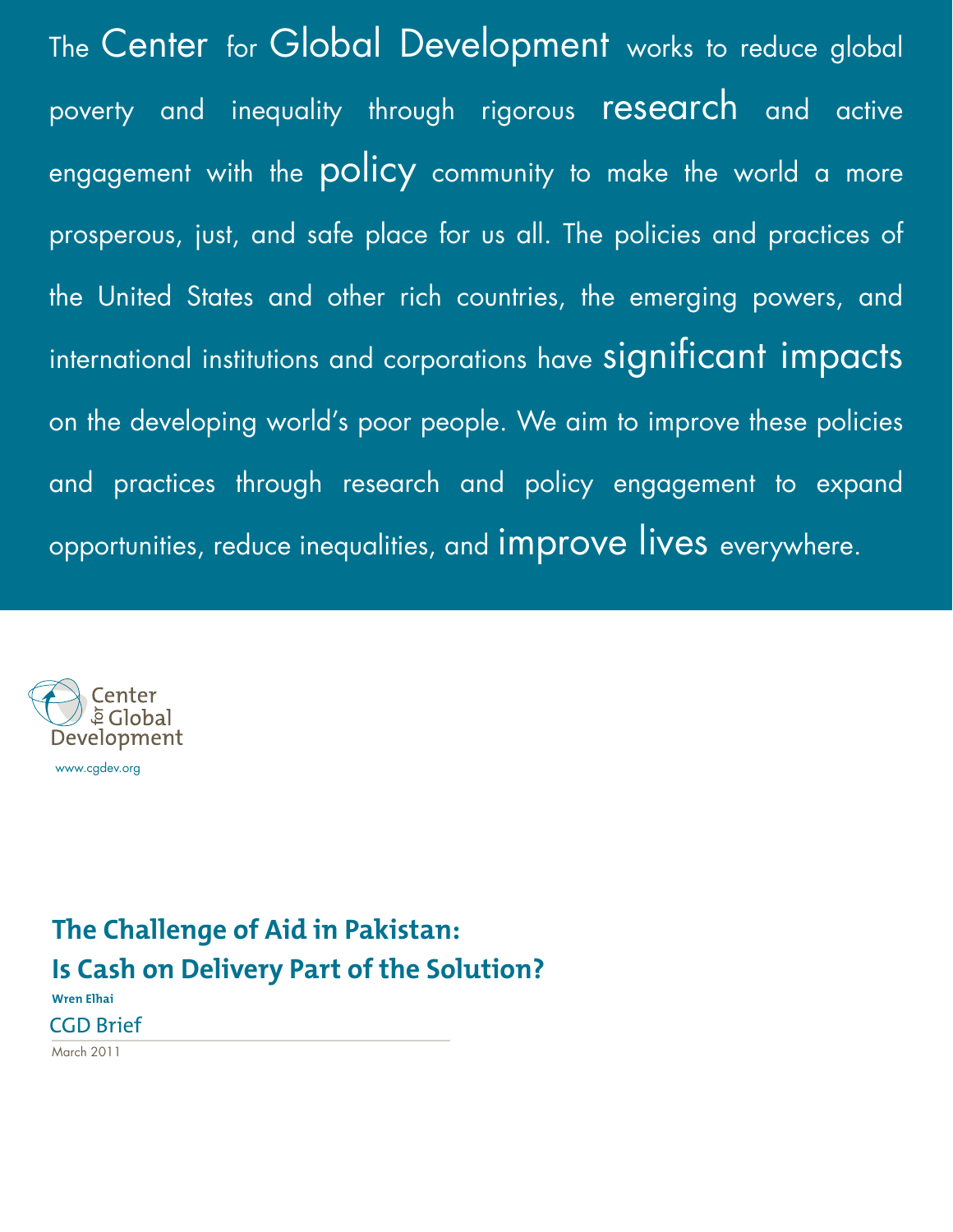The Center for Global Development works to reduce global poverty and inequality through rigorous research and active engagement with the policy community to make the world a more prosperous, just, and safe place for us all. The policies and practices of the United States and other rich countries, the emerging powers, and international institutions and corporations have significant impacts on the developing world's poor people. We aim to improve these policies and practices through research and policy engagement to expand opportunities, reduce inequalities, and improve lives everywhere.

Center for Global Development

www.cgdev.org

**The Challenge of Aid in Pakistan: Is Cash on Delivery Part of the Solution?**

**Wren Elhai**

CGD Brief

March 2011